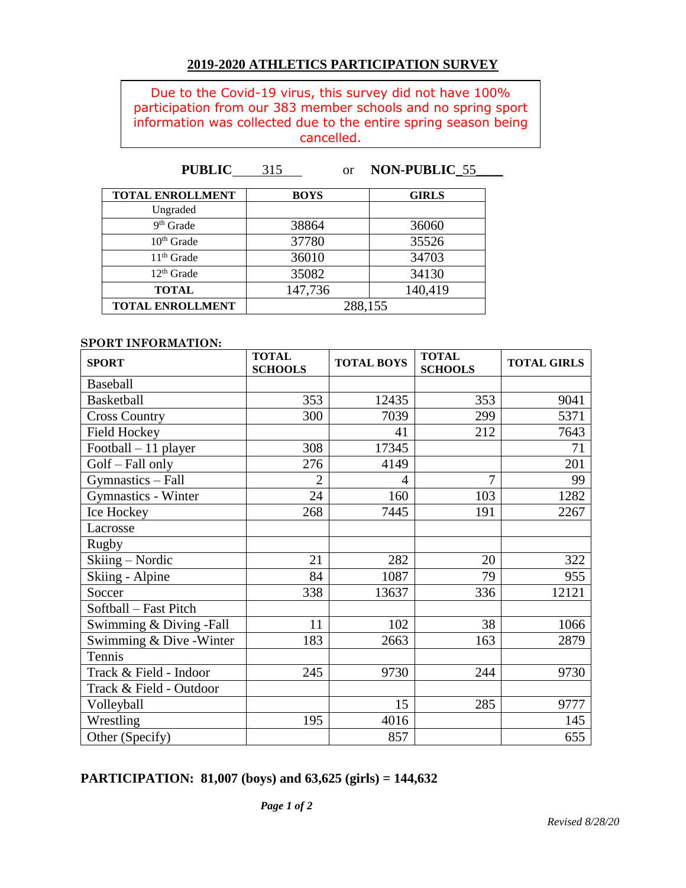## 2019-2020 ATHLETICS PARTICIPATION SURVEY

Due to the Covid-19 virus, this survey did not have 100% participation from our 383 member schools and no spring sport information was collected due to the entire spring season being cancelled.

**PUBLIC** 315 or **NON-PUBLIC** 55

| TOTAL ENROLLMENT | BOYS | GIRLS |
|---|---|---|
| Ungraded | | |
| 9th Grade | 38864 | 36060 |
| 10th Grade | 37780 | 35526 |
| 11th Grade | 36010 | 34703 |
| 12th Grade | 35082 | 34130 |
| **TOTAL** | 147,736 | 140,419 |
| **TOTAL ENROLLMENT** | 288,155 | |

**SPORT INFORMATION:**

| SPORT | TOTAL SCHOOLS | TOTAL BOYS | TOTAL SCHOOLS | TOTAL GIRLS |
|---|---|---|---|---|
| Baseball | | | | |
| Basketball | 353 | 12435 | 353 | 9041 |
| Cross Country | 300 | 7039 | 299 | 5371 |
| Field Hockey | | 41 | 212 | 7643 |
| Football – 11 player | 308 | 17345 | | 71 |
| Golf – Fall only | 276 | 4149 | | 201 |
| Gymnastics – Fall | 2 | 4 | 7 | 99 |
| Gymnastics - Winter | 24 | 160 | 103 | 1282 |
| Ice Hockey | 268 | 7445 | 191 | 2267 |
| Lacrosse | | | | |
| Rugby | | | | |
| Skiing – Nordic | 21 | 282 | 20 | 322 |
| Skiing - Alpine | 84 | 1087 | 79 | 955 |
| Soccer | 338 | 13637 | 336 | 12121 |
| Softball – Fast Pitch | | | | |
| Swimming & Diving -Fall | 11 | 102 | 38 | 1066 |
| Swimming & Dive -Winter | 183 | 2663 | 163 | 2879 |
| Tennis | | | | |
| Track & Field - Indoor | 245 | 9730 | 244 | 9730 |
| Track & Field - Outdoor | | | | |
| Volleyball | | 15 | 285 | 9777 |
| Wrestling | 195 | 4016 | | 145 |
| Other (Specify) | | 857 | | 655 |

**PARTICIPATION: 81,007 (boys) and 63,625 (girls) = 144,632**

*Revised 8/28/20*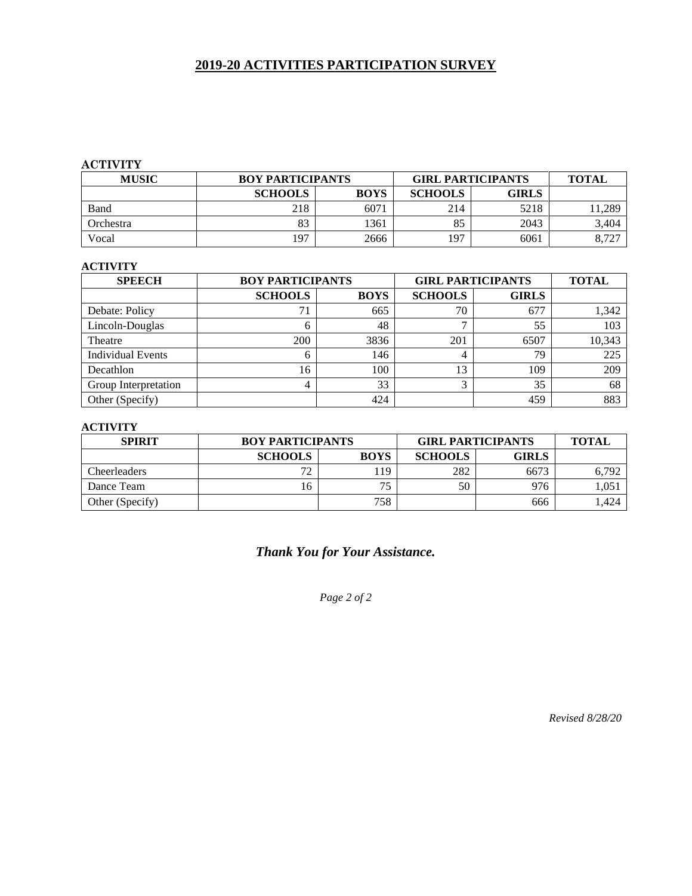# 2019-20 ACTIVITIES PARTICIPATION SURVEY

**ACTIVITY**

| MUSIC | BOY PARTICIPANTS | | GIRL PARTICIPANTS | | TOTAL |
|---|---|---|---|---|---|
| | SCHOOLS | BOYS | SCHOOLS | GIRLS | |
| Band | 218 | 6071 | 214 | 5218 | 11,289 |
| Orchestra | 83 | 1361 | 85 | 2043 | 3,404 |
| Vocal | 197 | 2666 | 197 | 6061 | 8,727 |

**ACTIVITY**

| SPEECH | BOY PARTICIPANTS | | GIRL PARTICIPANTS | | TOTAL |
|---|---|---|---|---|---|
| | SCHOOLS | BOYS | SCHOOLS | GIRLS | |
| Debate: Policy | 71 | 665 | 70 | 677 | 1,342 |
| Lincoln-Douglas | 6 | 48 | 7 | 55 | 103 |
| Theatre | 200 | 3836 | 201 | 6507 | 10,343 |
| Individual Events | 6 | 146 | 4 | 79 | 225 |
| Decathlon | 16 | 100 | 13 | 109 | 209 |
| Group Interpretation | 4 | 33 | 3 | 35 | 68 |
| Other (Specify) | | 424 | | 459 | 883 |

**ACTIVITY**

| SPIRIT | BOY PARTICIPANTS | | GIRL PARTICIPANTS | | TOTAL |
|---|---|---|---|---|---|
| | SCHOOLS | BOYS | SCHOOLS | GIRLS | |
| Cheerleaders | 72 | 119 | 282 | 6673 | 6,792 |
| Dance Team | 16 | 75 | 50 | 976 | 1,051 |
| Other (Specify) | | 758 | | 666 | 1,424 |

***Thank You for Your Assistance.***

*Revised 8/28/20*